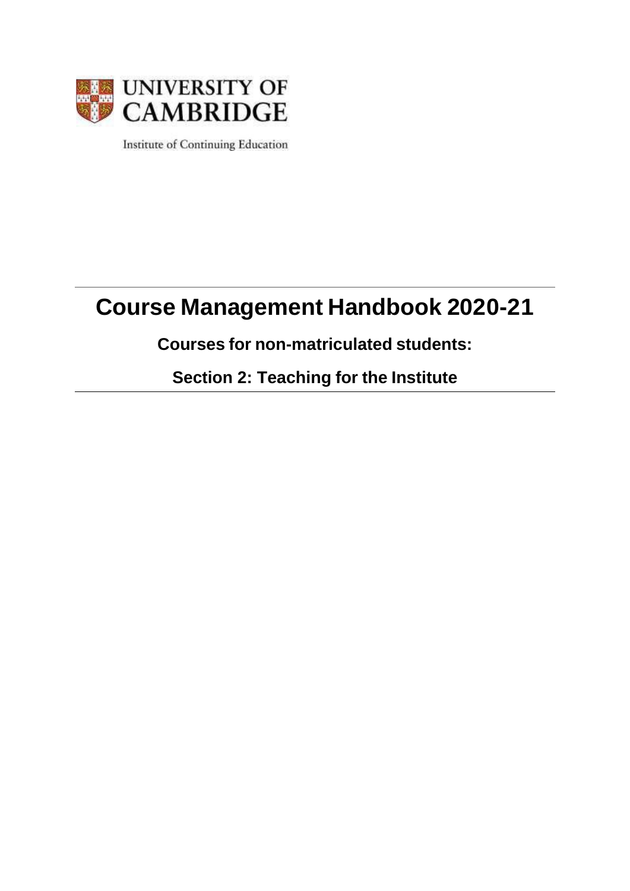UNIVERSITY OF CAMBRIDGE

Institute of Continuing Education

# Course Management Handbook 2020-21

## Courses for non-matriculated students:

## Section 2: Teaching for the Institute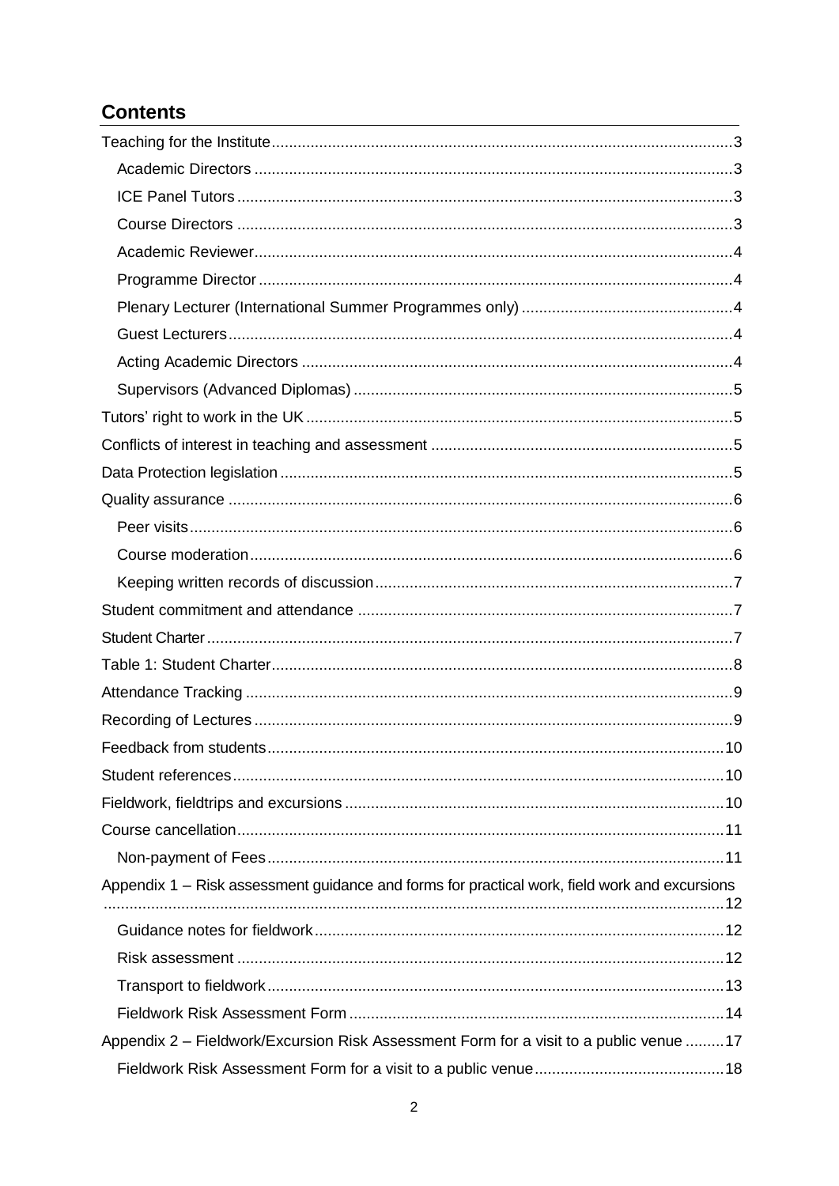## Contents

- Teaching for the Institute ... 3
  - Academic Directors ... 3
  - ICE Panel Tutors ... 3
  - Course Directors ... 3
  - Academic Reviewer ... 4
  - Programme Director ... 4
  - Plenary Lecturer (International Summer Programmes only) ... 4
  - Guest Lecturers ... 4
  - Acting Academic Directors ... 4
  - Supervisors (Advanced Diplomas) ... 5
- Tutors' right to work in the UK ... 5
- Conflicts of interest in teaching and assessment ... 5
- Data Protection legislation ... 5
- Quality assurance ... 6
  - Peer visits ... 6
  - Course moderation ... 6
  - Keeping written records of discussion ... 7
- Student commitment and attendance ... 7
- Student Charter ... 7
- Table 1: Student Charter ... 8
- Attendance Tracking ... 9
- Recording of Lectures ... 9
- Feedback from students ... 10
- Student references ... 10
- Fieldwork, fieldtrips and excursions ... 10
- Course cancellation ... 11
  - Non-payment of Fees ... 11
- Appendix 1 – Risk assessment guidance and forms for practical work, field work and excursions ... 12
  - Guidance notes for fieldwork ... 12
  - Risk assessment ... 12
  - Transport to fieldwork ... 13
  - Fieldwork Risk Assessment Form ... 14
- Appendix 2 – Fieldwork/Excursion Risk Assessment Form for a visit to a public venue ... 17
  - Fieldwork Risk Assessment Form for a visit to a public venue ... 18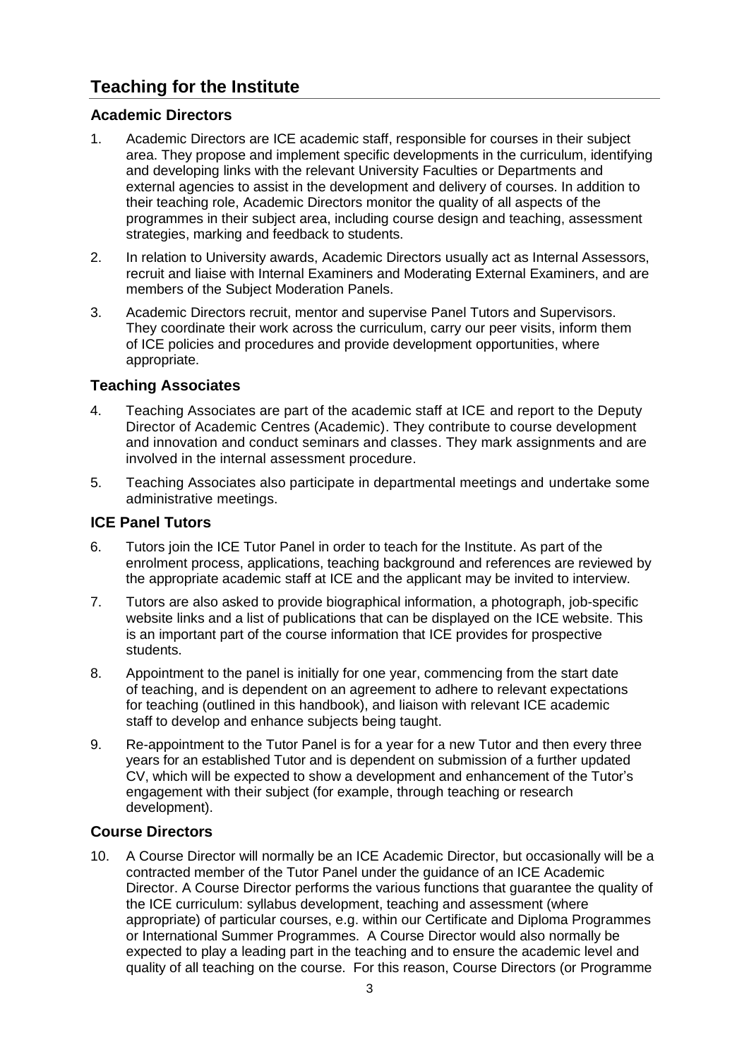## Teaching for the Institute

### Academic Directors

1. Academic Directors are ICE academic staff, responsible for courses in their subject area. They propose and implement specific developments in the curriculum, identifying and developing links with the relevant University Faculties or Departments and external agencies to assist in the development and delivery of courses. In addition to their teaching role, Academic Directors monitor the quality of all aspects of the programmes in their subject area, including course design and teaching, assessment strategies, marking and feedback to students.
2. In relation to University awards, Academic Directors usually act as Internal Assessors, recruit and liaise with Internal Examiners and Moderating External Examiners, and are members of the Subject Moderation Panels.
3. Academic Directors recruit, mentor and supervise Panel Tutors and Supervisors. They coordinate their work across the curriculum, carry our peer visits, inform them of ICE policies and procedures and provide development opportunities, where appropriate.

### Teaching Associates

4. Teaching Associates are part of the academic staff at ICE and report to the Deputy Director of Academic Centres (Academic). They contribute to course development and innovation and conduct seminars and classes. They mark assignments and are involved in the internal assessment procedure.
5. Teaching Associates also participate in departmental meetings and undertake some administrative meetings.

### ICE Panel Tutors

6. Tutors join the ICE Tutor Panel in order to teach for the Institute. As part of the enrolment process, applications, teaching background and references are reviewed by the appropriate academic staff at ICE and the applicant may be invited to interview.
7. Tutors are also asked to provide biographical information, a photograph, job-specific website links and a list of publications that can be displayed on the ICE website. This is an important part of the course information that ICE provides for prospective students.
8. Appointment to the panel is initially for one year, commencing from the start date of teaching, and is dependent on an agreement to adhere to relevant expectations for teaching (outlined in this handbook), and liaison with relevant ICE academic staff to develop and enhance subjects being taught.
9. Re-appointment to the Tutor Panel is for a year for a new Tutor and then every three years for an established Tutor and is dependent on submission of a further updated CV, which will be expected to show a development and enhancement of the Tutor's engagement with their subject (for example, through teaching or research development).

### Course Directors

10. A Course Director will normally be an ICE Academic Director, but occasionally will be a contracted member of the Tutor Panel under the guidance of an ICE Academic Director. A Course Director performs the various functions that guarantee the quality of the ICE curriculum: syllabus development, teaching and assessment (where appropriate) of particular courses, e.g. within our Certificate and Diploma Programmes or International Summer Programmes. A Course Director would also normally be expected to play a leading part in the teaching and to ensure the academic level and quality of all teaching on the course. For this reason, Course Directors (or Programme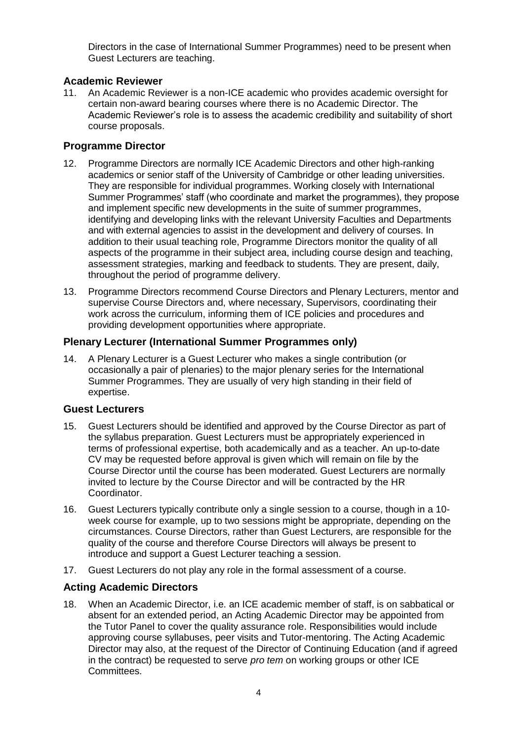Directors in the case of International Summer Programmes) need to be present when Guest Lecturers are teaching.

### Academic Reviewer

11. An Academic Reviewer is a non-ICE academic who provides academic oversight for certain non-award bearing courses where there is no Academic Director. The Academic Reviewer's role is to assess the academic credibility and suitability of short course proposals.

### Programme Director

12. Programme Directors are normally ICE Academic Directors and other high-ranking academics or senior staff of the University of Cambridge or other leading universities. They are responsible for individual programmes. Working closely with International Summer Programmes' staff (who coordinate and market the programmes), they propose and implement specific new developments in the suite of summer programmes, identifying and developing links with the relevant University Faculties and Departments and with external agencies to assist in the development and delivery of courses. In addition to their usual teaching role, Programme Directors monitor the quality of all aspects of the programme in their subject area, including course design and teaching, assessment strategies, marking and feedback to students. They are present, daily, throughout the period of programme delivery.

13. Programme Directors recommend Course Directors and Plenary Lecturers, mentor and supervise Course Directors and, where necessary, Supervisors, coordinating their work across the curriculum, informing them of ICE policies and procedures and providing development opportunities where appropriate.

### Plenary Lecturer (International Summer Programmes only)

14. A Plenary Lecturer is a Guest Lecturer who makes a single contribution (or occasionally a pair of plenaries) to the major plenary series for the International Summer Programmes. They are usually of very high standing in their field of expertise.

### Guest Lecturers

15. Guest Lecturers should be identified and approved by the Course Director as part of the syllabus preparation. Guest Lecturers must be appropriately experienced in terms of professional expertise, both academically and as a teacher. An up-to-date CV may be requested before approval is given which will remain on file by the Course Director until the course has been moderated. Guest Lecturers are normally invited to lecture by the Course Director and will be contracted by the HR Coordinator.

16. Guest Lecturers typically contribute only a single session to a course, though in a 10-week course for example, up to two sessions might be appropriate, depending on the circumstances. Course Directors, rather than Guest Lecturers, are responsible for the quality of the course and therefore Course Directors will always be present to introduce and support a Guest Lecturer teaching a session.

17. Guest Lecturers do not play any role in the formal assessment of a course.

### Acting Academic Directors

18. When an Academic Director, i.e. an ICE academic member of staff, is on sabbatical or absent for an extended period, an Acting Academic Director may be appointed from the Tutor Panel to cover the quality assurance role. Responsibilities would include approving course syllabuses, peer visits and Tutor-mentoring. The Acting Academic Director may also, at the request of the Director of Continuing Education (and if agreed in the contract) be requested to serve *pro tem* on working groups or other ICE Committees.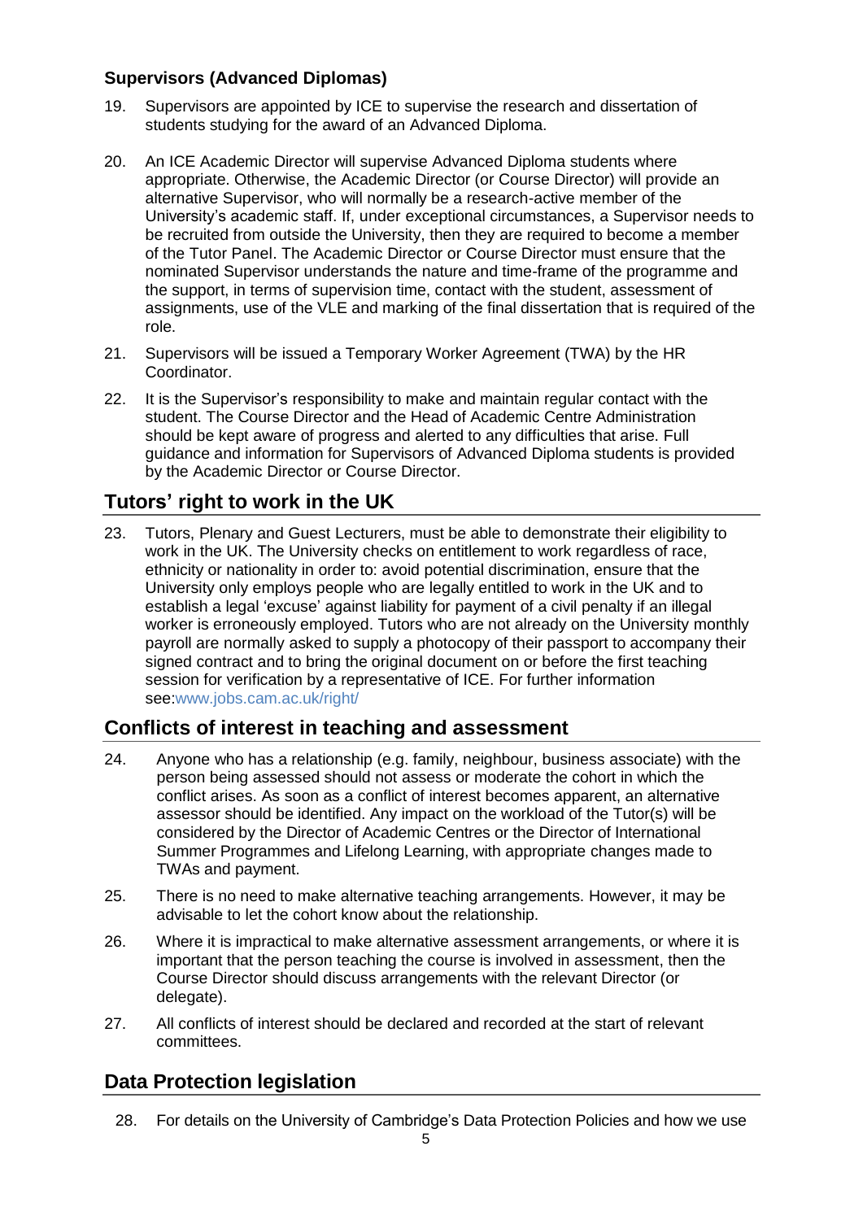### Supervisors (Advanced Diplomas)

19. Supervisors are appointed by ICE to supervise the research and dissertation of students studying for the award of an Advanced Diploma.

20. An ICE Academic Director will supervise Advanced Diploma students where appropriate. Otherwise, the Academic Director (or Course Director) will provide an alternative Supervisor, who will normally be a research-active member of the University's academic staff. If, under exceptional circumstances, a Supervisor needs to be recruited from outside the University, then they are required to become a member of the Tutor Panel. The Academic Director or Course Director must ensure that the nominated Supervisor understands the nature and time-frame of the programme and the support, in terms of supervision time, contact with the student, assessment of assignments, use of the VLE and marking of the final dissertation that is required of the role.

21. Supervisors will be issued a Temporary Worker Agreement (TWA) by the HR Coordinator.

22. It is the Supervisor's responsibility to make and maintain regular contact with the student. The Course Director and the Head of Academic Centre Administration should be kept aware of progress and alerted to any difficulties that arise. Full guidance and information for Supervisors of Advanced Diploma students is provided by the Academic Director or Course Director.

## Tutors' right to work in the UK

23. Tutors, Plenary and Guest Lecturers, must be able to demonstrate their eligibility to work in the UK. The University checks on entitlement to work regardless of race, ethnicity or nationality in order to: avoid potential discrimination, ensure that the University only employs people who are legally entitled to work in the UK and to establish a legal 'excuse' against liability for payment of a civil penalty if an illegal worker is erroneously employed. Tutors who are not already on the University monthly payroll are normally asked to supply a photocopy of their passport to accompany their signed contract and to bring the original document on or before the first teaching session for verification by a representative of ICE. For further information see:www.jobs.cam.ac.uk/right/

## Conflicts of interest in teaching and assessment

24. Anyone who has a relationship (e.g. family, neighbour, business associate) with the person being assessed should not assess or moderate the cohort in which the conflict arises. As soon as a conflict of interest becomes apparent, an alternative assessor should be identified. Any impact on the workload of the Tutor(s) will be considered by the Director of Academic Centres or the Director of International Summer Programmes and Lifelong Learning, with appropriate changes made to TWAs and payment.

25. There is no need to make alternative teaching arrangements. However, it may be advisable to let the cohort know about the relationship.

26. Where it is impractical to make alternative assessment arrangements, or where it is important that the person teaching the course is involved in assessment, then the Course Director should discuss arrangements with the relevant Director (or delegate).

27. All conflicts of interest should be declared and recorded at the start of relevant committees.

## Data Protection legislation

28. For details on the University of Cambridge's Data Protection Policies and how we use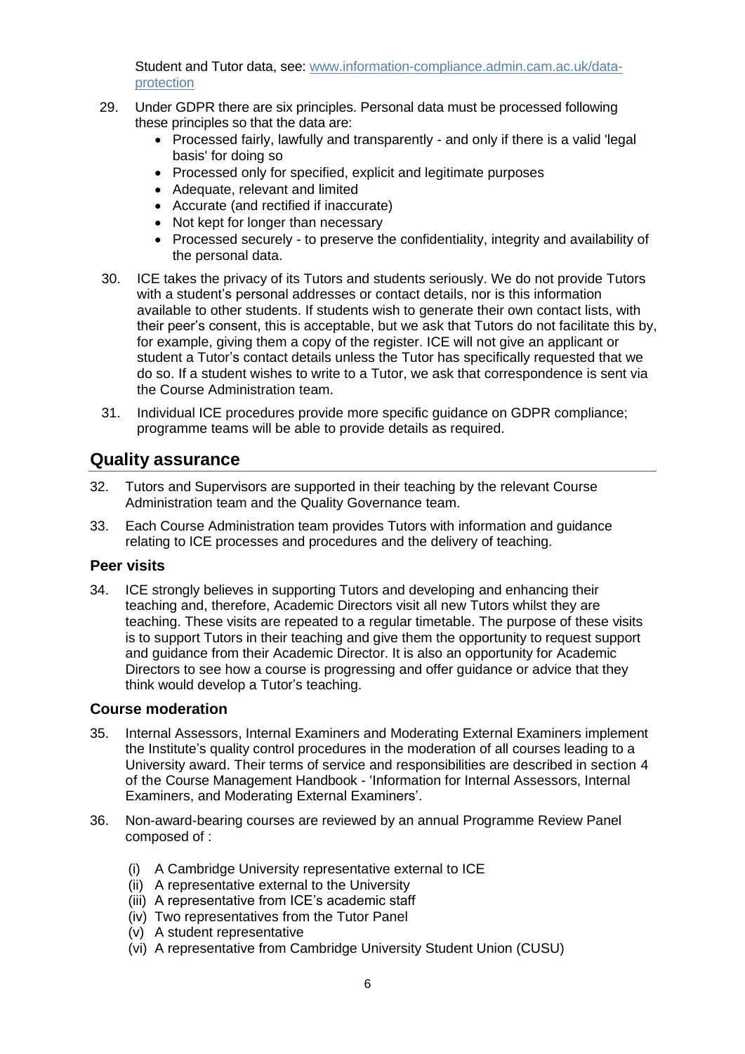Student and Tutor data, see: [www.information-compliance.admin.cam.ac.uk/data-protection](http://www.information-compliance.admin.cam.ac.uk/data-protection)

29. Under GDPR there are six principles. Personal data must be processed following these principles so that the data are:
    - Processed fairly, lawfully and transparently - and only if there is a valid 'legal basis' for doing so
    - Processed only for specified, explicit and legitimate purposes
    - Adequate, relevant and limited
    - Accurate (and rectified if inaccurate)
    - Not kept for longer than necessary
    - Processed securely - to preserve the confidentiality, integrity and availability of the personal data.

30. ICE takes the privacy of its Tutors and students seriously. We do not provide Tutors with a student's personal addresses or contact details, nor is this information available to other students. If students wish to generate their own contact lists, with their peer's consent, this is acceptable, but we ask that Tutors do not facilitate this by, for example, giving them a copy of the register. ICE will not give an applicant or student a Tutor's contact details unless the Tutor has specifically requested that we do so. If a student wishes to write to a Tutor, we ask that correspondence is sent via the Course Administration team.

31. Individual ICE procedures provide more specific guidance on GDPR compliance; programme teams will be able to provide details as required.

## Quality assurance

32. Tutors and Supervisors are supported in their teaching by the relevant Course Administration team and the Quality Governance team.

33. Each Course Administration team provides Tutors with information and guidance relating to ICE processes and procedures and the delivery of teaching.

### Peer visits

34. ICE strongly believes in supporting Tutors and developing and enhancing their teaching and, therefore, Academic Directors visit all new Tutors whilst they are teaching. These visits are repeated to a regular timetable. The purpose of these visits is to support Tutors in their teaching and give them the opportunity to request support and guidance from their Academic Director. It is also an opportunity for Academic Directors to see how a course is progressing and offer guidance or advice that they think would develop a Tutor's teaching.

### Course moderation

35. Internal Assessors, Internal Examiners and Moderating External Examiners implement the Institute's quality control procedures in the moderation of all courses leading to a University award. Their terms of service and responsibilities are described in section 4 of the Course Management Handbook - 'Information for Internal Assessors, Internal Examiners, and Moderating External Examiners'.

36. Non-award-bearing courses are reviewed by an annual Programme Review Panel composed of :

    (i) A Cambridge University representative external to ICE
    (ii) A representative external to the University
    (iii) A representative from ICE's academic staff
    (iv) Two representatives from the Tutor Panel
    (v) A student representative
    (vi) A representative from Cambridge University Student Union (CUSU)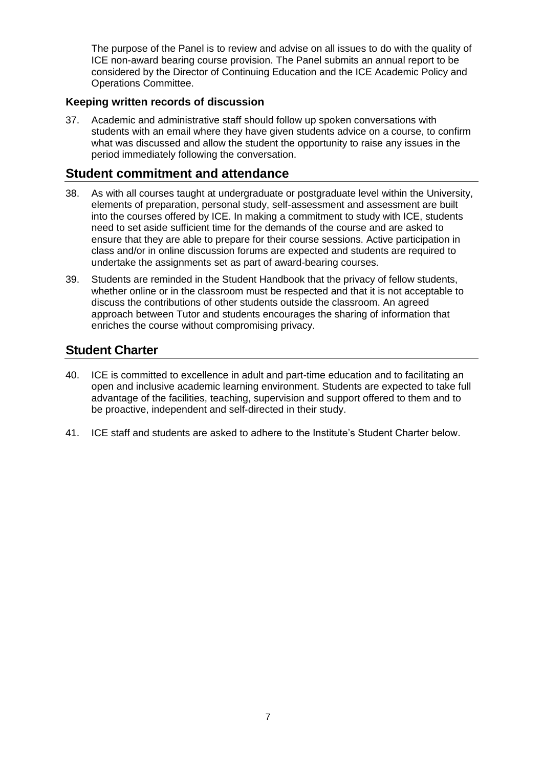The purpose of the Panel is to review and advise on all issues to do with the quality of ICE non-award bearing course provision. The Panel submits an annual report to be considered by the Director of Continuing Education and the ICE Academic Policy and Operations Committee.

### Keeping written records of discussion

37. Academic and administrative staff should follow up spoken conversations with students with an email where they have given students advice on a course, to confirm what was discussed and allow the student the opportunity to raise any issues in the period immediately following the conversation.

## Student commitment and attendance

38. As with all courses taught at undergraduate or postgraduate level within the University, elements of preparation, personal study, self-assessment and assessment are built into the courses offered by ICE. In making a commitment to study with ICE, students need to set aside sufficient time for the demands of the course and are asked to ensure that they are able to prepare for their course sessions. Active participation in class and/or in online discussion forums are expected and students are required to undertake the assignments set as part of award-bearing courses.

39. Students are reminded in the Student Handbook that the privacy of fellow students, whether online or in the classroom must be respected and that it is not acceptable to discuss the contributions of other students outside the classroom. An agreed approach between Tutor and students encourages the sharing of information that enriches the course without compromising privacy.

## Student Charter

40. ICE is committed to excellence in adult and part-time education and to facilitating an open and inclusive academic learning environment. Students are expected to take full advantage of the facilities, teaching, supervision and support offered to them and to be proactive, independent and self-directed in their study.

41. ICE staff and students are asked to adhere to the Institute's Student Charter below.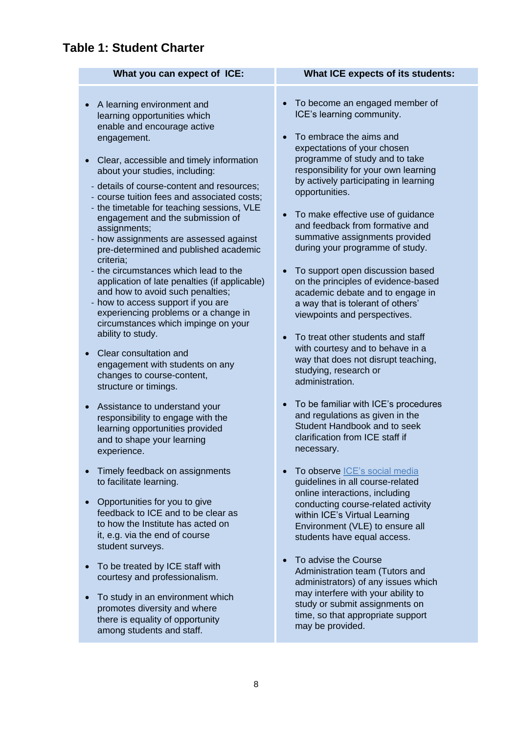## Table 1: Student Charter

| What you can expect of ICE: | What ICE expects of its students: |
| --- | --- |
| • A learning environment and learning opportunities which enable and encourage active engagement.<br><br>• Clear, accessible and timely information about your studies, including:<br>- details of course-content and resources;<br>- course tuition fees and associated costs;<br>- the timetable for teaching sessions, VLE engagement and the submission of assignments;<br>- how assignments are assessed against pre-determined and published academic criteria;<br>- the circumstances which lead to the application of late penalties (if applicable) and how to avoid such penalties;<br>- how to access support if you are experiencing problems or a change in circumstances which impinge on your ability to study.<br><br>• Clear consultation and engagement with students on any changes to course-content, structure or timings.<br><br>• Assistance to understand your responsibility to engage with the learning opportunities provided and to shape your learning experience.<br><br>• Timely feedback on assignments to facilitate learning.<br><br>• Opportunities for you to give feedback to ICE and to be clear as to how the Institute has acted on it, e.g. via the end of course student surveys.<br><br>• To be treated by ICE staff with courtesy and professionalism.<br><br>• To study in an environment which promotes diversity and where there is equality of opportunity among students and staff. | • To become an engaged member of ICE's learning community.<br><br>• To embrace the aims and expectations of your chosen programme of study and to take responsibility for your own learning by actively participating in learning opportunities.<br><br>• To make effective use of guidance and feedback from formative and summative assignments provided during your programme of study.<br><br>• To support open discussion based on the principles of evidence-based academic debate and to engage in a way that is tolerant of others' viewpoints and perspectives.<br><br>• To treat other students and staff with courtesy and to behave in a way that does not disrupt teaching, studying, research or administration.<br><br>• To be familiar with ICE's procedures and regulations as given in the Student Handbook and to seek clarification from ICE staff if necessary.<br><br>• To observe ICE's social media guidelines in all course-related online interactions, including conducting course-related activity within ICE's Virtual Learning Environment (VLE) to ensure all students have equal access.<br><br>• To advise the Course Administration team (Tutors and administrators) of any issues which may interfere with your ability to study or submit assignments on time, so that appropriate support may be provided. |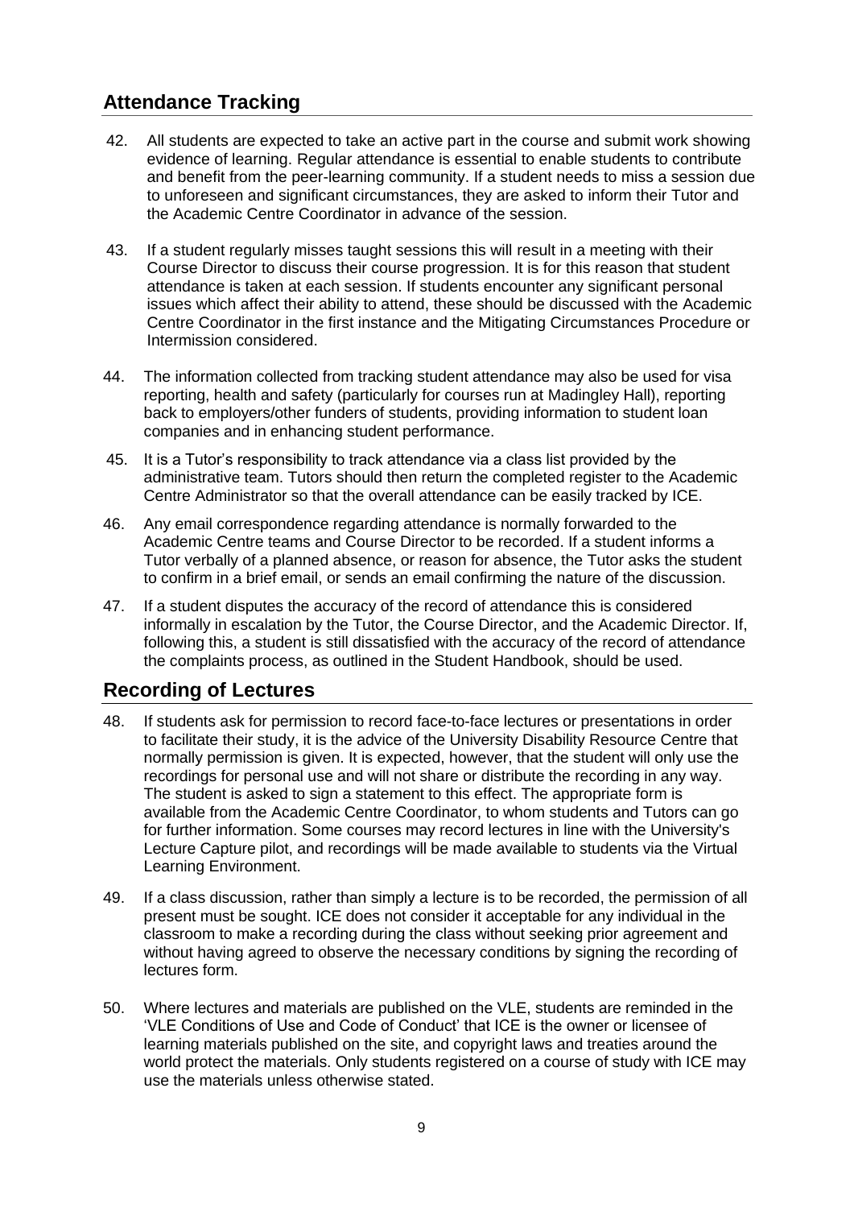## Attendance Tracking

42. All students are expected to take an active part in the course and submit work showing evidence of learning. Regular attendance is essential to enable students to contribute and benefit from the peer-learning community. If a student needs to miss a session due to unforeseen and significant circumstances, they are asked to inform their Tutor and the Academic Centre Coordinator in advance of the session.

43. If a student regularly misses taught sessions this will result in a meeting with their Course Director to discuss their course progression. It is for this reason that student attendance is taken at each session. If students encounter any significant personal issues which affect their ability to attend, these should be discussed with the Academic Centre Coordinator in the first instance and the Mitigating Circumstances Procedure or Intermission considered.

44. The information collected from tracking student attendance may also be used for visa reporting, health and safety (particularly for courses run at Madingley Hall), reporting back to employers/other funders of students, providing information to student loan companies and in enhancing student performance.

45. It is a Tutor's responsibility to track attendance via a class list provided by the administrative team. Tutors should then return the completed register to the Academic Centre Administrator so that the overall attendance can be easily tracked by ICE.

46. Any email correspondence regarding attendance is normally forwarded to the Academic Centre teams and Course Director to be recorded. If a student informs a Tutor verbally of a planned absence, or reason for absence, the Tutor asks the student to confirm in a brief email, or sends an email confirming the nature of the discussion.

47. If a student disputes the accuracy of the record of attendance this is considered informally in escalation by the Tutor, the Course Director, and the Academic Director. If, following this, a student is still dissatisfied with the accuracy of the record of attendance the complaints process, as outlined in the Student Handbook, should be used.

## Recording of Lectures

48. If students ask for permission to record face-to-face lectures or presentations in order to facilitate their study, it is the advice of the University Disability Resource Centre that normally permission is given. It is expected, however, that the student will only use the recordings for personal use and will not share or distribute the recording in any way. The student is asked to sign a statement to this effect. The appropriate form is available from the Academic Centre Coordinator, to whom students and Tutors can go for further information. Some courses may record lectures in line with the University's Lecture Capture pilot, and recordings will be made available to students via the Virtual Learning Environment.

49. If a class discussion, rather than simply a lecture is to be recorded, the permission of all present must be sought. ICE does not consider it acceptable for any individual in the classroom to make a recording during the class without seeking prior agreement and without having agreed to observe the necessary conditions by signing the recording of lectures form.

50. Where lectures and materials are published on the VLE, students are reminded in the 'VLE Conditions of Use and Code of Conduct' that ICE is the owner or licensee of learning materials published on the site, and copyright laws and treaties around the world protect the materials. Only students registered on a course of study with ICE may use the materials unless otherwise stated.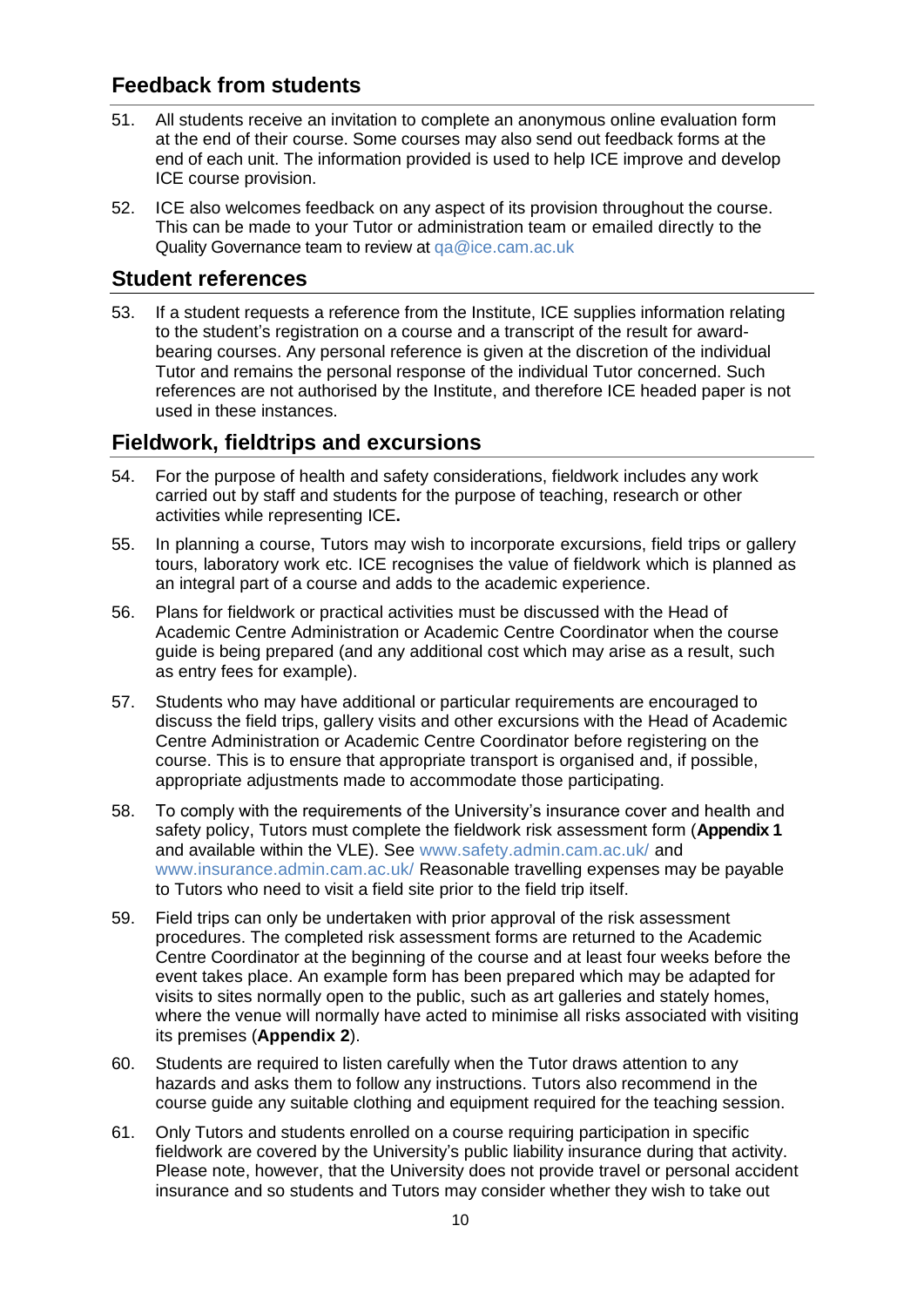## Feedback from students

51. All students receive an invitation to complete an anonymous online evaluation form at the end of their course. Some courses may also send out feedback forms at the end of each unit. The information provided is used to help ICE improve and develop ICE course provision.

52. ICE also welcomes feedback on any aspect of its provision throughout the course. This can be made to your Tutor or administration team or emailed directly to the Quality Governance team to review at qa@ice.cam.ac.uk

## Student references

53. If a student requests a reference from the Institute, ICE supplies information relating to the student's registration on a course and a transcript of the result for award-bearing courses. Any personal reference is given at the discretion of the individual Tutor and remains the personal response of the individual Tutor concerned. Such references are not authorised by the Institute, and therefore ICE headed paper is not used in these instances.

## Fieldwork, fieldtrips and excursions

54. For the purpose of health and safety considerations, fieldwork includes any work carried out by staff and students for the purpose of teaching, research or other activities while representing ICE**.**

55. In planning a course, Tutors may wish to incorporate excursions, field trips or gallery tours, laboratory work etc. ICE recognises the value of fieldwork which is planned as an integral part of a course and adds to the academic experience.

56. Plans for fieldwork or practical activities must be discussed with the Head of Academic Centre Administration or Academic Centre Coordinator when the course guide is being prepared (and any additional cost which may arise as a result, such as entry fees for example).

57. Students who may have additional or particular requirements are encouraged to discuss the field trips, gallery visits and other excursions with the Head of Academic Centre Administration or Academic Centre Coordinator before registering on the course. This is to ensure that appropriate transport is organised and, if possible, appropriate adjustments made to accommodate those participating.

58. To comply with the requirements of the University's insurance cover and health and safety policy, Tutors must complete the fieldwork risk assessment form (**Appendix 1** and available within the VLE). See www.safety.admin.cam.ac.uk/ and www.insurance.admin.cam.ac.uk/ Reasonable travelling expenses may be payable to Tutors who need to visit a field site prior to the field trip itself.

59. Field trips can only be undertaken with prior approval of the risk assessment procedures. The completed risk assessment forms are returned to the Academic Centre Coordinator at the beginning of the course and at least four weeks before the event takes place. An example form has been prepared which may be adapted for visits to sites normally open to the public, such as art galleries and stately homes, where the venue will normally have acted to minimise all risks associated with visiting its premises (**Appendix 2**).

60. Students are required to listen carefully when the Tutor draws attention to any hazards and asks them to follow any instructions. Tutors also recommend in the course guide any suitable clothing and equipment required for the teaching session.

61. Only Tutors and students enrolled on a course requiring participation in specific fieldwork are covered by the University's public liability insurance during that activity. Please note, however, that the University does not provide travel or personal accident insurance and so students and Tutors may consider whether they wish to take out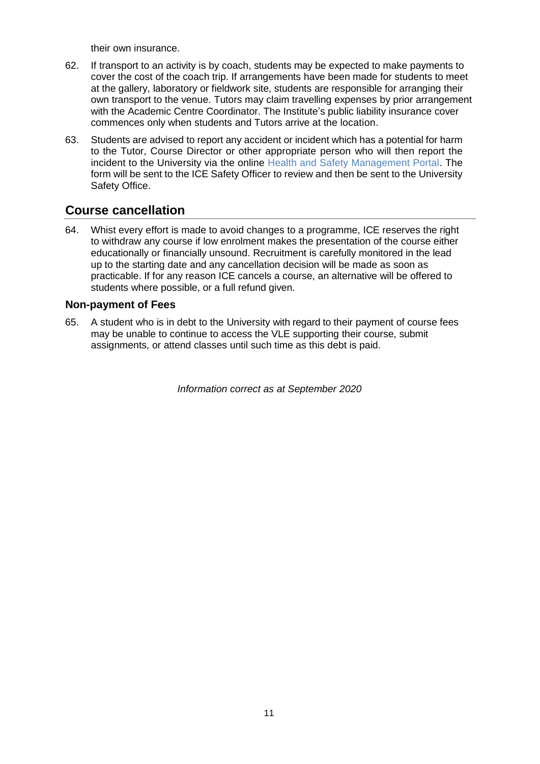their own insurance.

62. If transport to an activity is by coach, students may be expected to make payments to cover the cost of the coach trip. If arrangements have been made for students to meet at the gallery, laboratory or fieldwork site, students are responsible for arranging their own transport to the venue. Tutors may claim travelling expenses by prior arrangement with the Academic Centre Coordinator. The Institute's public liability insurance cover commences only when students and Tutors arrive at the location.

63. Students are advised to report any accident or incident which has a potential for harm to the Tutor, Course Director or other appropriate person who will then report the incident to the University via the online Health and Safety Management Portal. The form will be sent to the ICE Safety Officer to review and then be sent to the University Safety Office.

## Course cancellation

64. Whist every effort is made to avoid changes to a programme, ICE reserves the right to withdraw any course if low enrolment makes the presentation of the course either educationally or financially unsound. Recruitment is carefully monitored in the lead up to the starting date and any cancellation decision will be made as soon as practicable. If for any reason ICE cancels a course, an alternative will be offered to students where possible, or a full refund given.

### Non-payment of Fees

65. A student who is in debt to the University with regard to their payment of course fees may be unable to continue to access the VLE supporting their course, submit assignments, or attend classes until such time as this debt is paid.

*Information correct as at September 2020*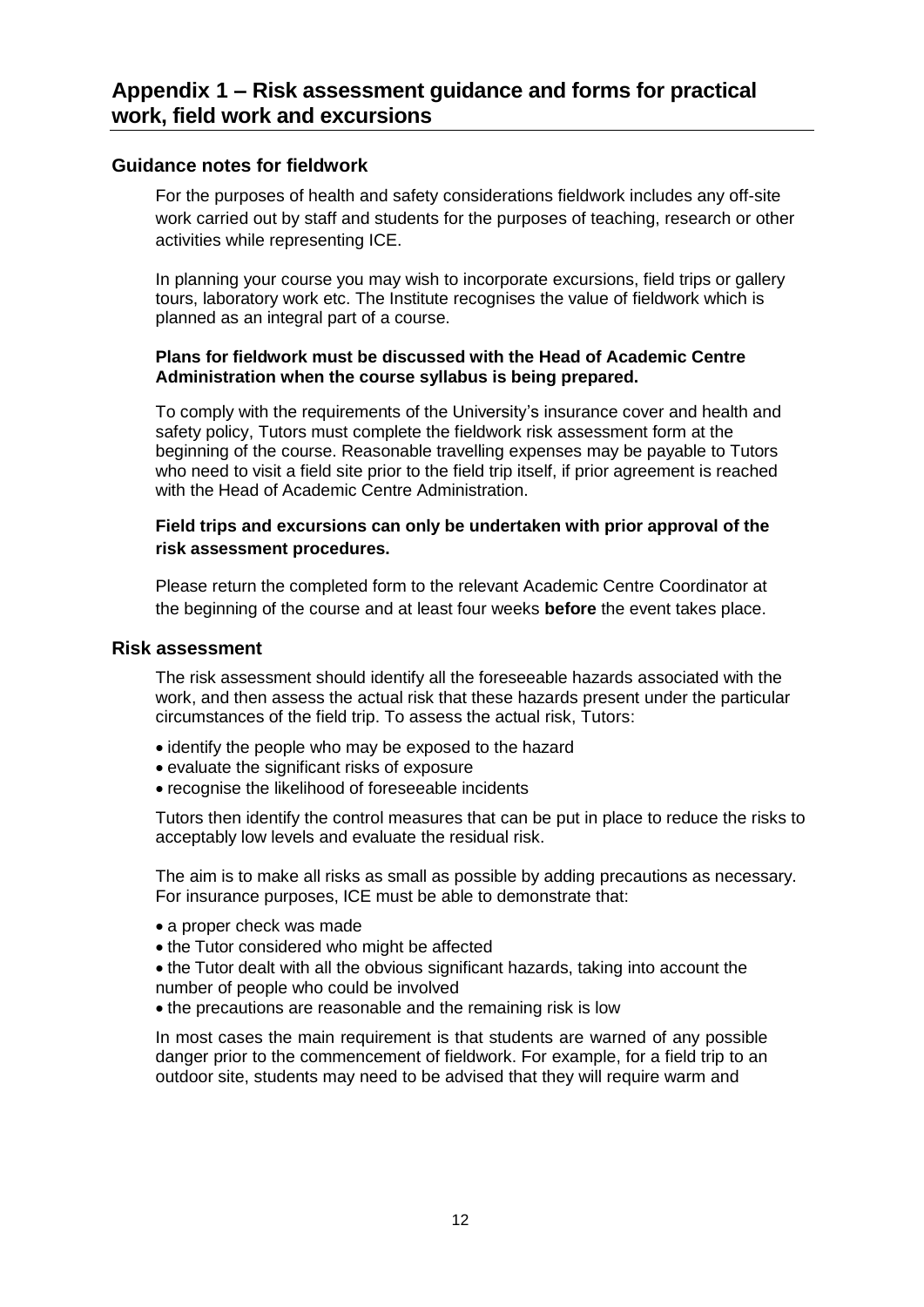# Appendix 1 – Risk assessment guidance and forms for practical work, field work and excursions

## Guidance notes for fieldwork

For the purposes of health and safety considerations fieldwork includes any off-site work carried out by staff and students for the purposes of teaching, research or other activities while representing ICE.

In planning your course you may wish to incorporate excursions, field trips or gallery tours, laboratory work etc. The Institute recognises the value of fieldwork which is planned as an integral part of a course.

**Plans for fieldwork must be discussed with the Head of Academic Centre Administration when the course syllabus is being prepared.**

To comply with the requirements of the University's insurance cover and health and safety policy, Tutors must complete the fieldwork risk assessment form at the beginning of the course. Reasonable travelling expenses may be payable to Tutors who need to visit a field site prior to the field trip itself, if prior agreement is reached with the Head of Academic Centre Administration.

**Field trips and excursions can only be undertaken with prior approval of the risk assessment procedures.**

Please return the completed form to the relevant Academic Centre Coordinator at the beginning of the course and at least four weeks **before** the event takes place.

## Risk assessment

The risk assessment should identify all the foreseeable hazards associated with the work, and then assess the actual risk that these hazards present under the particular circumstances of the field trip. To assess the actual risk, Tutors:

- identify the people who may be exposed to the hazard
- evaluate the significant risks of exposure
- recognise the likelihood of foreseeable incidents

Tutors then identify the control measures that can be put in place to reduce the risks to acceptably low levels and evaluate the residual risk.

The aim is to make all risks as small as possible by adding precautions as necessary. For insurance purposes, ICE must be able to demonstrate that:

- a proper check was made
- the Tutor considered who might be affected
- the Tutor dealt with all the obvious significant hazards, taking into account the number of people who could be involved
- the precautions are reasonable and the remaining risk is low

In most cases the main requirement is that students are warned of any possible danger prior to the commencement of fieldwork. For example, for a field trip to an outdoor site, students may need to be advised that they will require warm and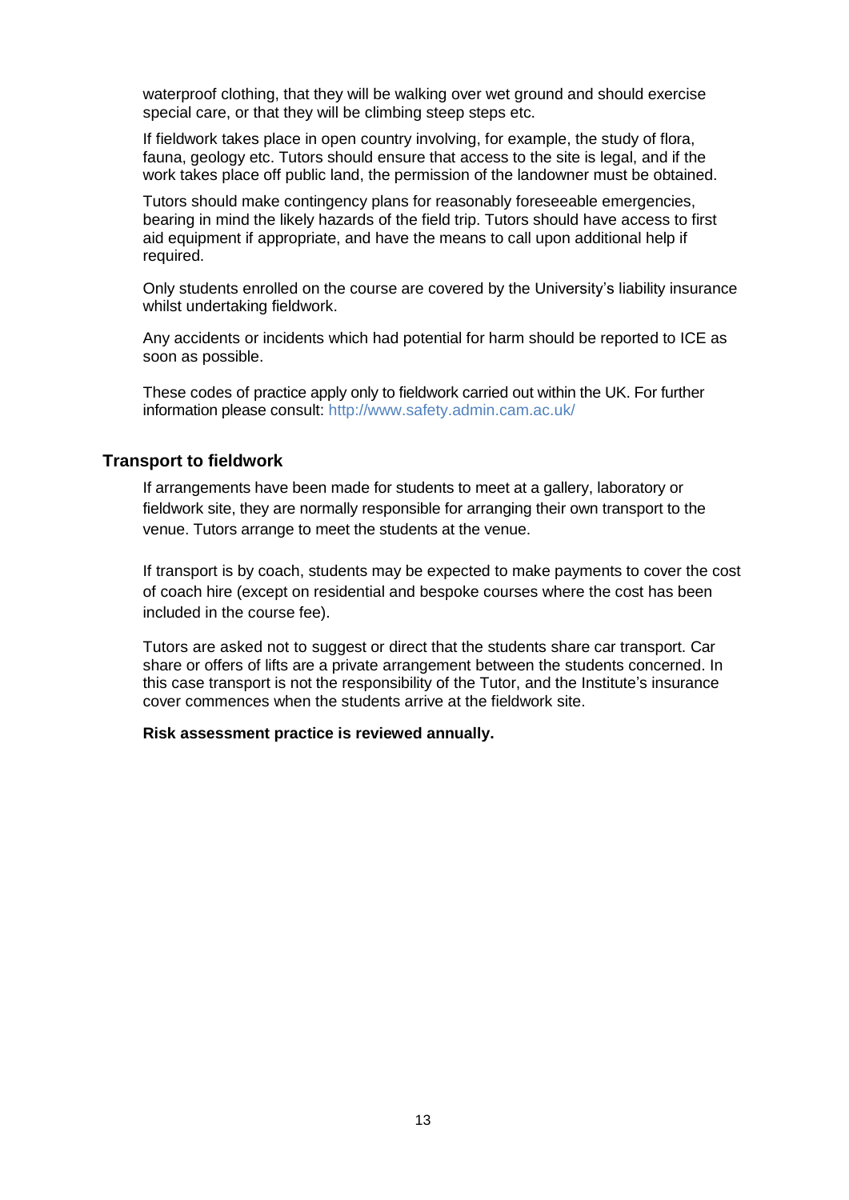waterproof clothing, that they will be walking over wet ground and should exercise special care, or that they will be climbing steep steps etc.

If fieldwork takes place in open country involving, for example, the study of flora, fauna, geology etc. Tutors should ensure that access to the site is legal, and if the work takes place off public land, the permission of the landowner must be obtained.

Tutors should make contingency plans for reasonably foreseeable emergencies, bearing in mind the likely hazards of the field trip. Tutors should have access to first aid equipment if appropriate, and have the means to call upon additional help if required.

Only students enrolled on the course are covered by the University's liability insurance whilst undertaking fieldwork.

Any accidents or incidents which had potential for harm should be reported to ICE as soon as possible.

These codes of practice apply only to fieldwork carried out within the UK. For further information please consult: http://www.safety.admin.cam.ac.uk/

## Transport to fieldwork

If arrangements have been made for students to meet at a gallery, laboratory or fieldwork site, they are normally responsible for arranging their own transport to the venue. Tutors arrange to meet the students at the venue.

If transport is by coach, students may be expected to make payments to cover the cost of coach hire (except on residential and bespoke courses where the cost has been included in the course fee).

Tutors are asked not to suggest or direct that the students share car transport. Car share or offers of lifts are a private arrangement between the students concerned. In this case transport is not the responsibility of the Tutor, and the Institute's insurance cover commences when the students arrive at the fieldwork site.

**Risk assessment practice is reviewed annually.**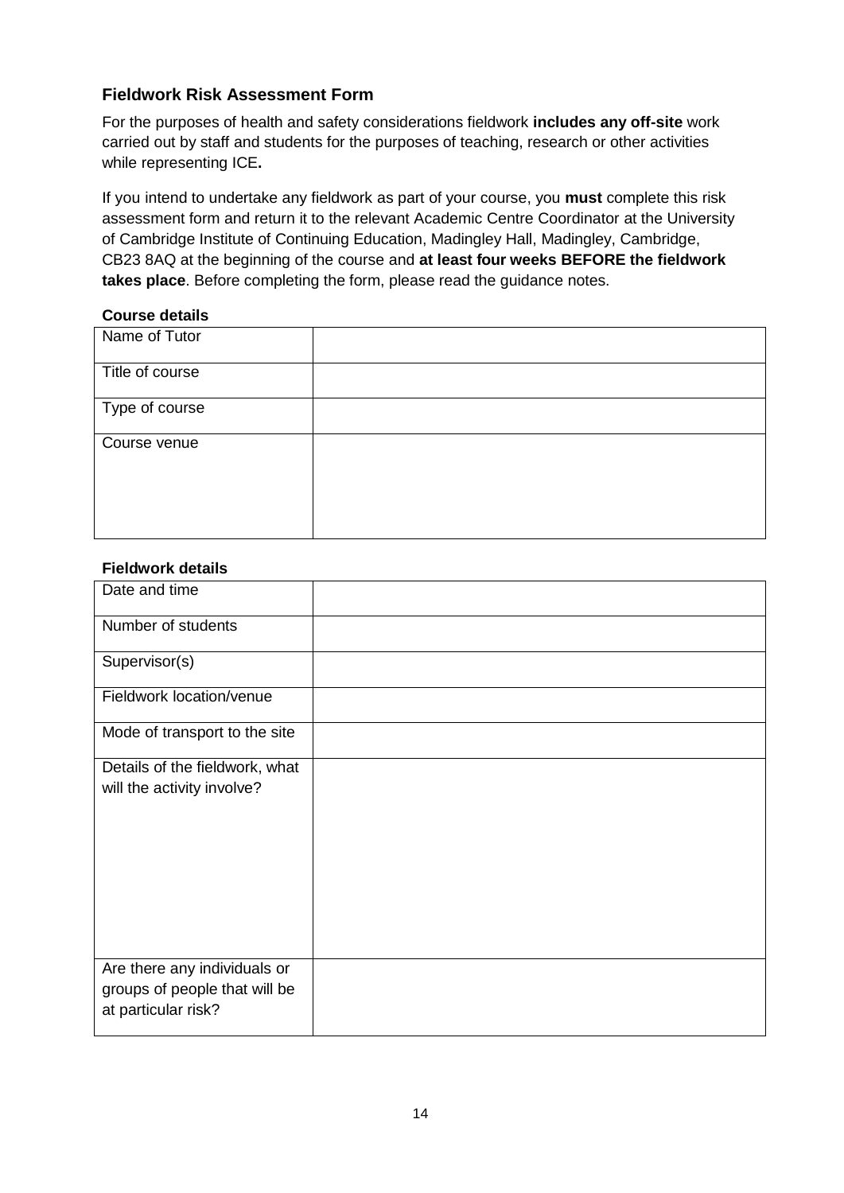### Fieldwork Risk Assessment Form

For the purposes of health and safety considerations fieldwork **includes any off-site** work carried out by staff and students for the purposes of teaching, research or other activities while representing ICE**.**

If you intend to undertake any fieldwork as part of your course, you **must** complete this risk assessment form and return it to the relevant Academic Centre Coordinator at the University of Cambridge Institute of Continuing Education, Madingley Hall, Madingley, Cambridge, CB23 8AQ at the beginning of the course and **at least four weeks BEFORE the fieldwork takes place**. Before completing the form, please read the guidance notes.

**Course details**

| | |
|---|---|
| Name of Tutor | |
| Title of course | |
| Type of course | |
| Course venue | |

**Fieldwork details**

| | |
|---|---|
| Date and time | |
| Number of students | |
| Supervisor(s) | |
| Fieldwork location/venue | |
| Mode of transport to the site | |
| Details of the fieldwork, what will the activity involve? | |
| Are there any individuals or groups of people that will be at particular risk? | |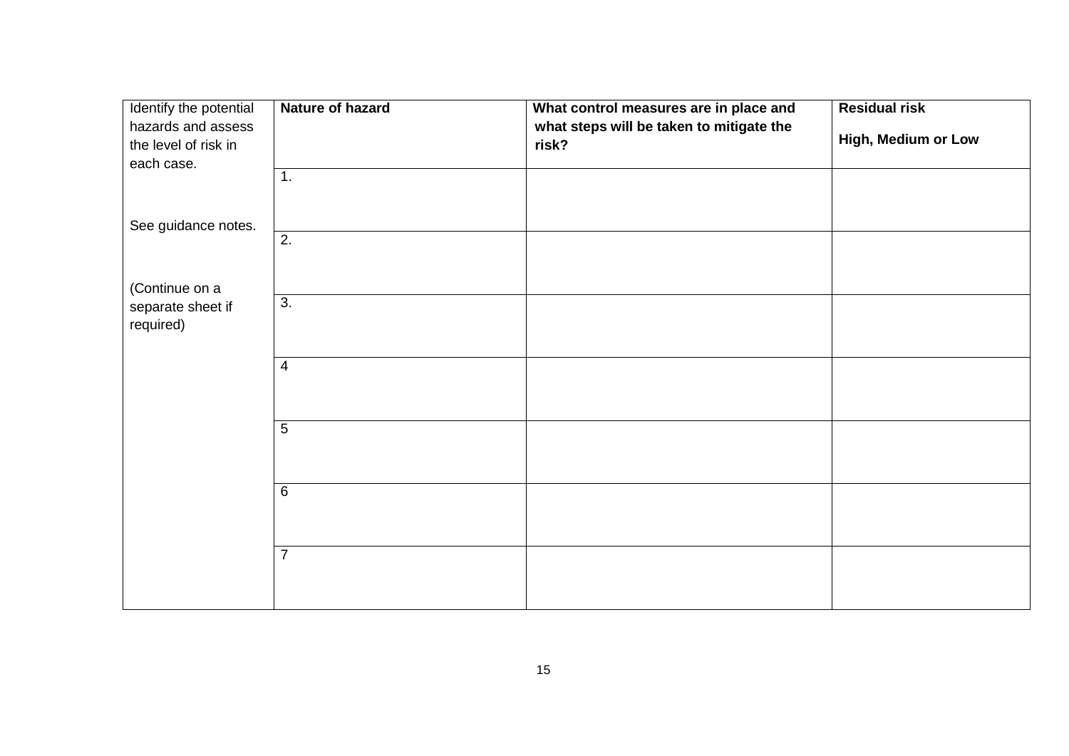| Identify the potential hazards and assess the level of risk in each case.<br><br>See guidance notes.<br><br>(Continue on a separate sheet if required) | **Nature of hazard** | **What control measures are in place and what steps will be taken to mitigate the risk?** | **Residual risk**<br><br>**High, Medium or Low** |
|---|---|---|---|
| | 1. | | |
| | 2. | | |
| | 3. | | |
| | 4 | | |
| | 5 | | |
| | 6 | | |
| | 7 | | |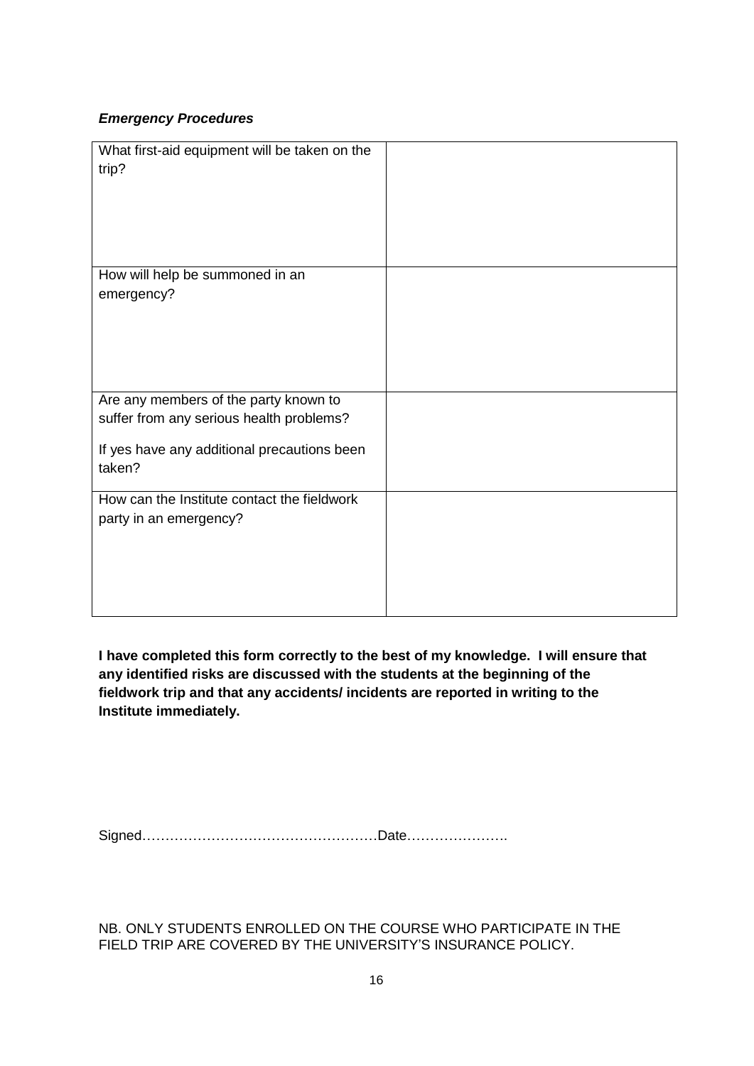***Emergency Procedures***

| | |
|---|---|
| What first-aid equipment will be taken on the trip? | |
| How will help be summoned in an emergency? | |
| Are any members of the party known to suffer from any serious health problems?<br><br>If yes have any additional precautions been taken? | |
| How can the Institute contact the fieldwork party in an emergency? | |

**I have completed this form correctly to the best of my knowledge. I will ensure that any identified risks are discussed with the students at the beginning of the fieldwork trip and that any accidents/ incidents are reported in writing to the Institute immediately.**

Signed……………………………………………Date………………….

NB. ONLY STUDENTS ENROLLED ON THE COURSE WHO PARTICIPATE IN THE FIELD TRIP ARE COVERED BY THE UNIVERSITY'S INSURANCE POLICY.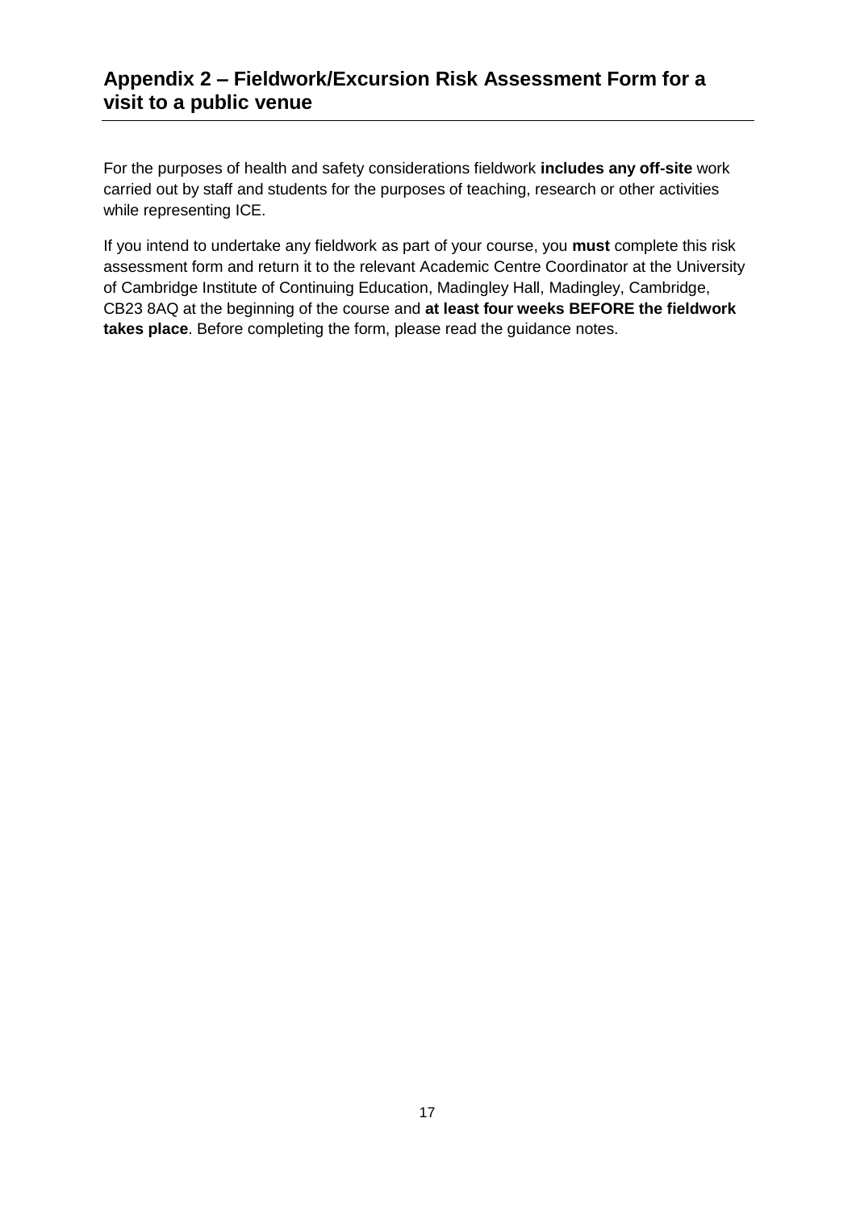## Appendix 2 – Fieldwork/Excursion Risk Assessment Form for a visit to a public venue

For the purposes of health and safety considerations fieldwork **includes any off-site** work carried out by staff and students for the purposes of teaching, research or other activities while representing ICE.

If you intend to undertake any fieldwork as part of your course, you **must** complete this risk assessment form and return it to the relevant Academic Centre Coordinator at the University of Cambridge Institute of Continuing Education, Madingley Hall, Madingley, Cambridge, CB23 8AQ at the beginning of the course and **at least four weeks BEFORE the fieldwork takes place**. Before completing the form, please read the guidance notes.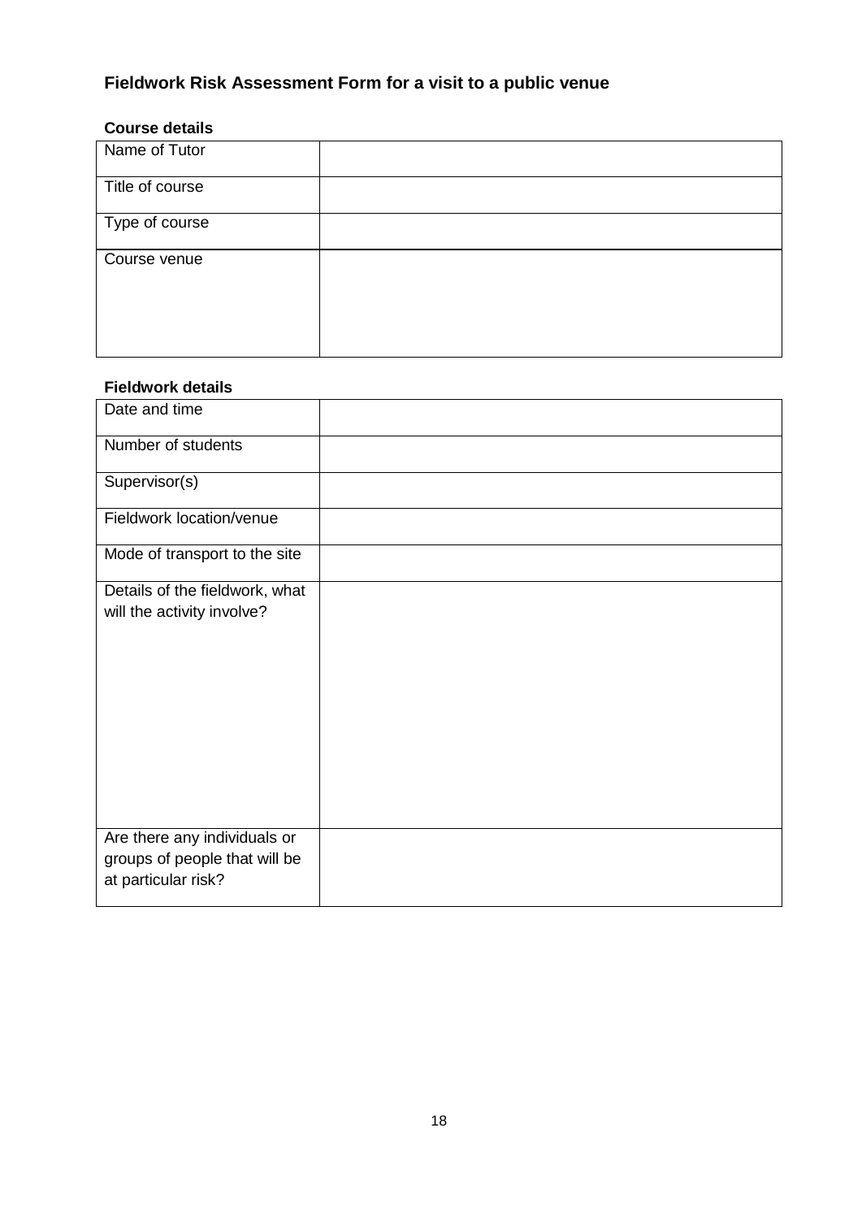## Fieldwork Risk Assessment Form for a visit to a public venue

### Course details

| | |
|---|---|
| Name of Tutor | |
| Title of course | |
| Type of course | |
| Course venue | |

### Fieldwork details

| | |
|---|---|
| Date and time | |
| Number of students | |
| Supervisor(s) | |
| Fieldwork location/venue | |
| Mode of transport to the site | |
| Details of the fieldwork, what will the activity involve? | |
| Are there any individuals or groups of people that will be at particular risk? | |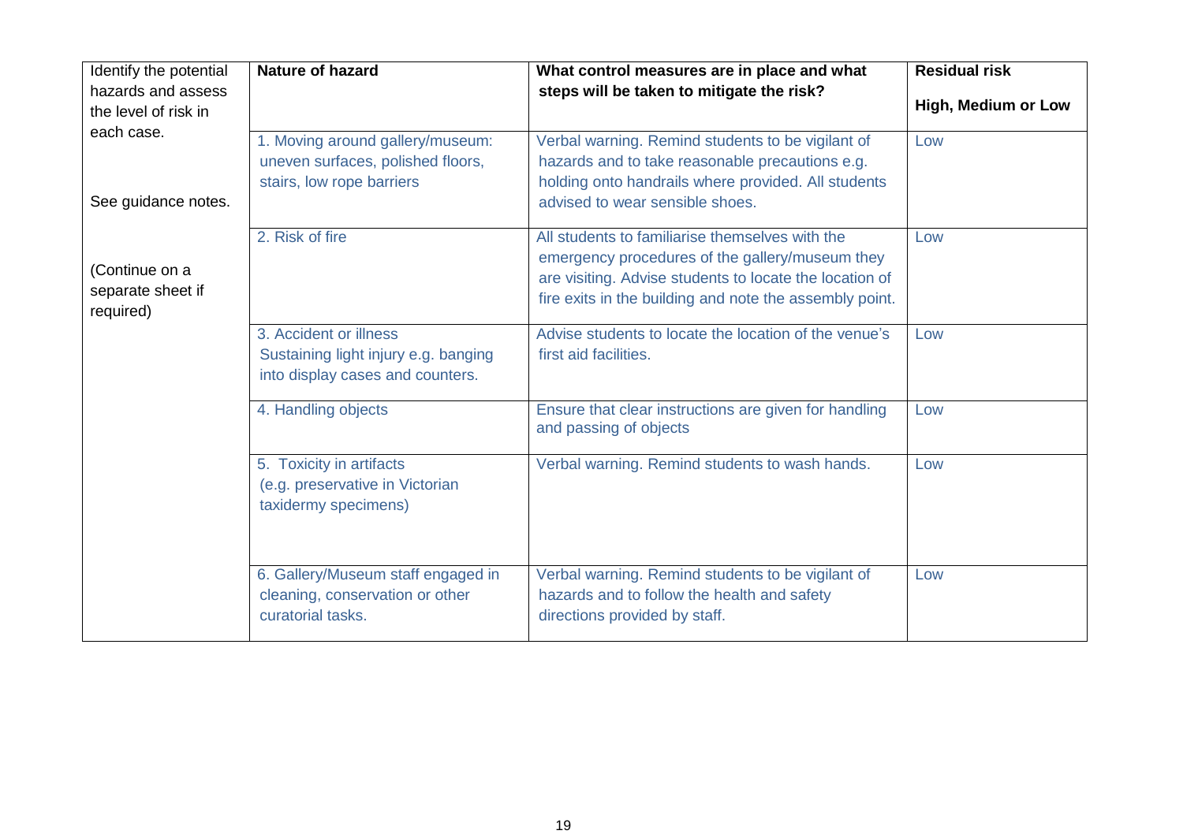| Identify the potential hazards and assess the level of risk in each case.<br><br>See guidance notes.<br><br>(Continue on a separate sheet if required) | **Nature of hazard** | **What control measures are in place and what steps will be taken to mitigate the risk?** | **Residual risk**<br><br>**High, Medium or Low** |
|---|---|---|---|
| | 1. Moving around gallery/museum: uneven surfaces, polished floors, stairs, low rope barriers | Verbal warning. Remind students to be vigilant of hazards and to take reasonable precautions e.g. holding onto handrails where provided. All students advised to wear sensible shoes. | Low |
| | 2. Risk of fire | All students to familiarise themselves with the emergency procedures of the gallery/museum they are visiting. Advise students to locate the location of fire exits in the building and note the assembly point. | Low |
| | 3. Accident or illness<br>Sustaining light injury e.g. banging into display cases and counters. | Advise students to locate the location of the venue's first aid facilities. | Low |
| | 4. Handling objects | Ensure that clear instructions are given for handling and passing of objects | Low |
| | 5. Toxicity in artifacts<br>(e.g. preservative in Victorian taxidermy specimens) | Verbal warning. Remind students to wash hands. | Low |
| | 6. Gallery/Museum staff engaged in cleaning, conservation or other curatorial tasks. | Verbal warning. Remind students to be vigilant of hazards and to follow the health and safety directions provided by staff. | Low |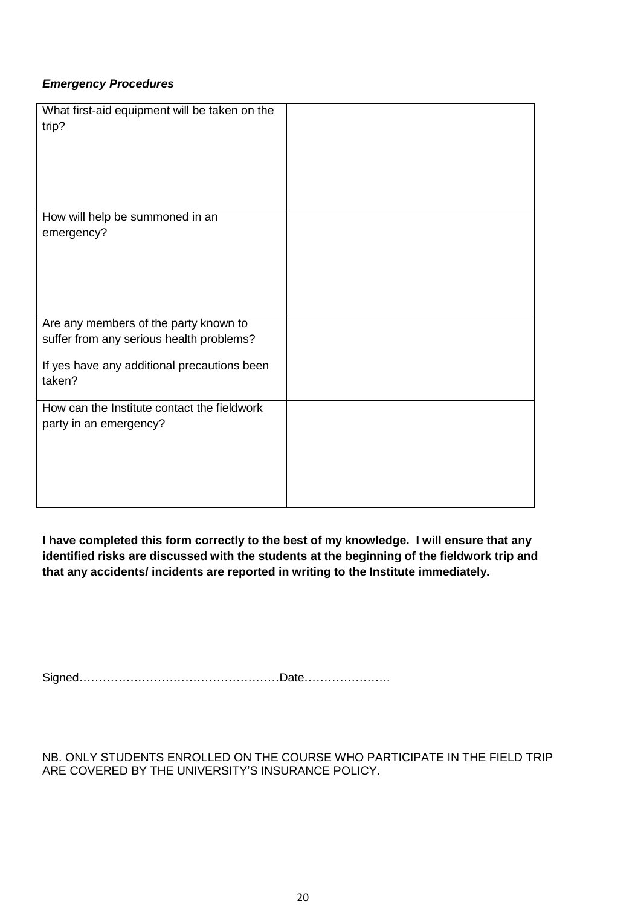***Emergency Procedures***

| | |
|---|---|
| What first-aid equipment will be taken on the trip? | |
| How will help be summoned in an emergency? | |
| Are any members of the party known to suffer from any serious health problems?<br><br>If yes have any additional precautions been taken? | |
| How can the Institute contact the fieldwork party in an emergency? | |

**I have completed this form correctly to the best of my knowledge. I will ensure that any identified risks are discussed with the students at the beginning of the fieldwork trip and that any accidents/ incidents are reported in writing to the Institute immediately.**

Signed……………………………………………Date………………….

NB. ONLY STUDENTS ENROLLED ON THE COURSE WHO PARTICIPATE IN THE FIELD TRIP ARE COVERED BY THE UNIVERSITY'S INSURANCE POLICY.